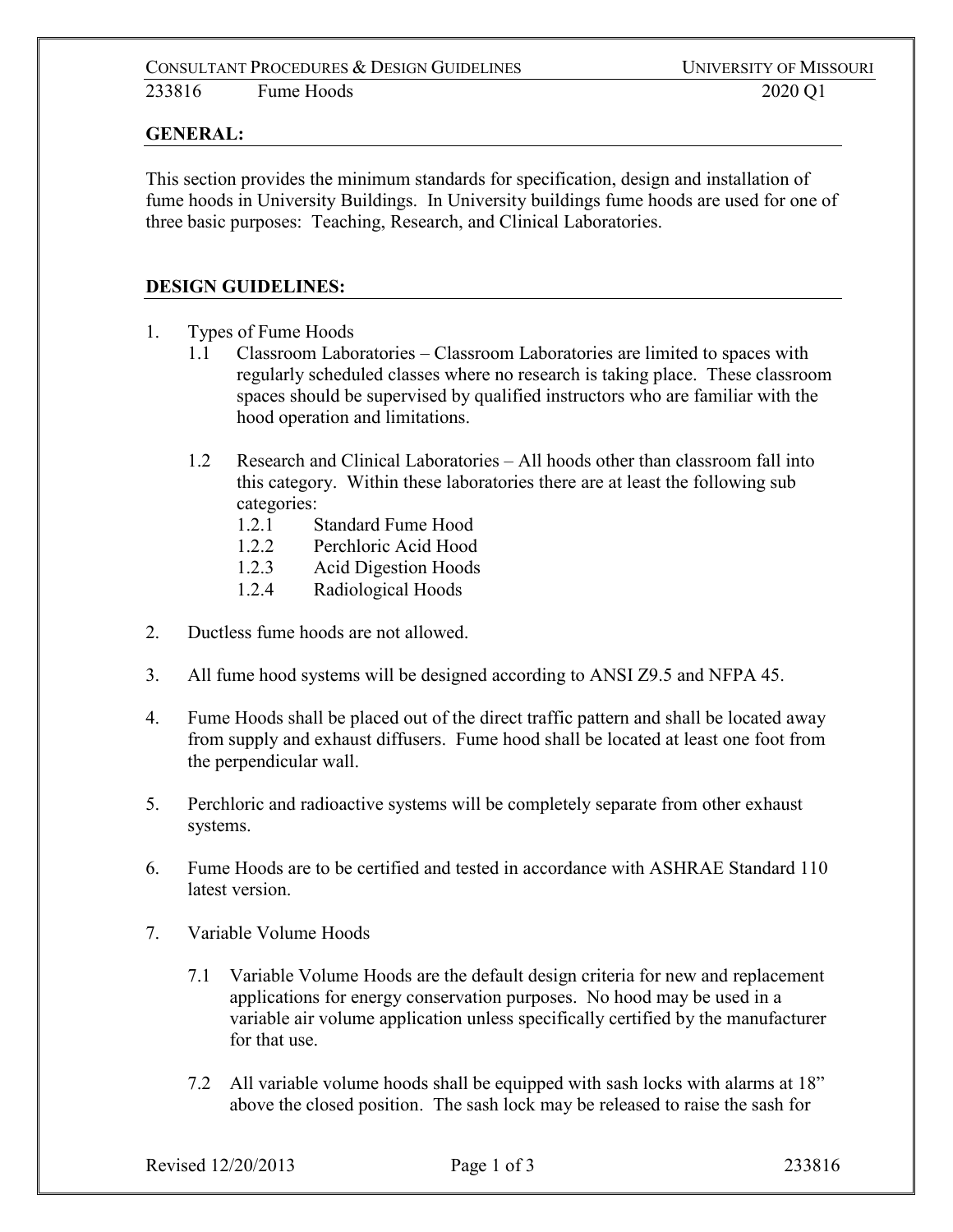## GENERAL:

This section provides the minimum standards for specification, design and installation of fume hoods in University Buildings. In University buildings fume hoods are used for one of three basic purposes: Teaching, Research, and Clinical Laboratories.

## DESIGN GUIDELINES:

1. Types of Fume Hoods
   - 1.1 Classroom Laboratories – Classroom Laboratories are limited to spaces with regularly scheduled classes where no research is taking place. These classroom spaces should be supervised by qualified instructors who are familiar with the hood operation and limitations.
   - 1.2 Research and Clinical Laboratories – All hoods other than classroom fall into this category. Within these laboratories there are at least the following sub categories:
     - 1.2.1 Standard Fume Hood
     - 1.2.2 Perchloric Acid Hood
     - 1.2.3 Acid Digestion Hoods
     - 1.2.4 Radiological Hoods

2. Ductless fume hoods are not allowed.

3. All fume hood systems will be designed according to ANSI Z9.5 and NFPA 45.

4. Fume Hoods shall be placed out of the direct traffic pattern and shall be located away from supply and exhaust diffusers. Fume hood shall be located at least one foot from the perpendicular wall.

5. Perchloric and radioactive systems will be completely separate from other exhaust systems.

6. Fume Hoods are to be certified and tested in accordance with ASHRAE Standard 110 latest version.

7. Variable Volume Hoods
   - 7.1 Variable Volume Hoods are the default design criteria for new and replacement applications for energy conservation purposes. No hood may be used in a variable air volume application unless specifically certified by the manufacturer for that use.
   - 7.2 All variable volume hoods shall be equipped with sash locks with alarms at 18" above the closed position. The sash lock may be released to raise the sash for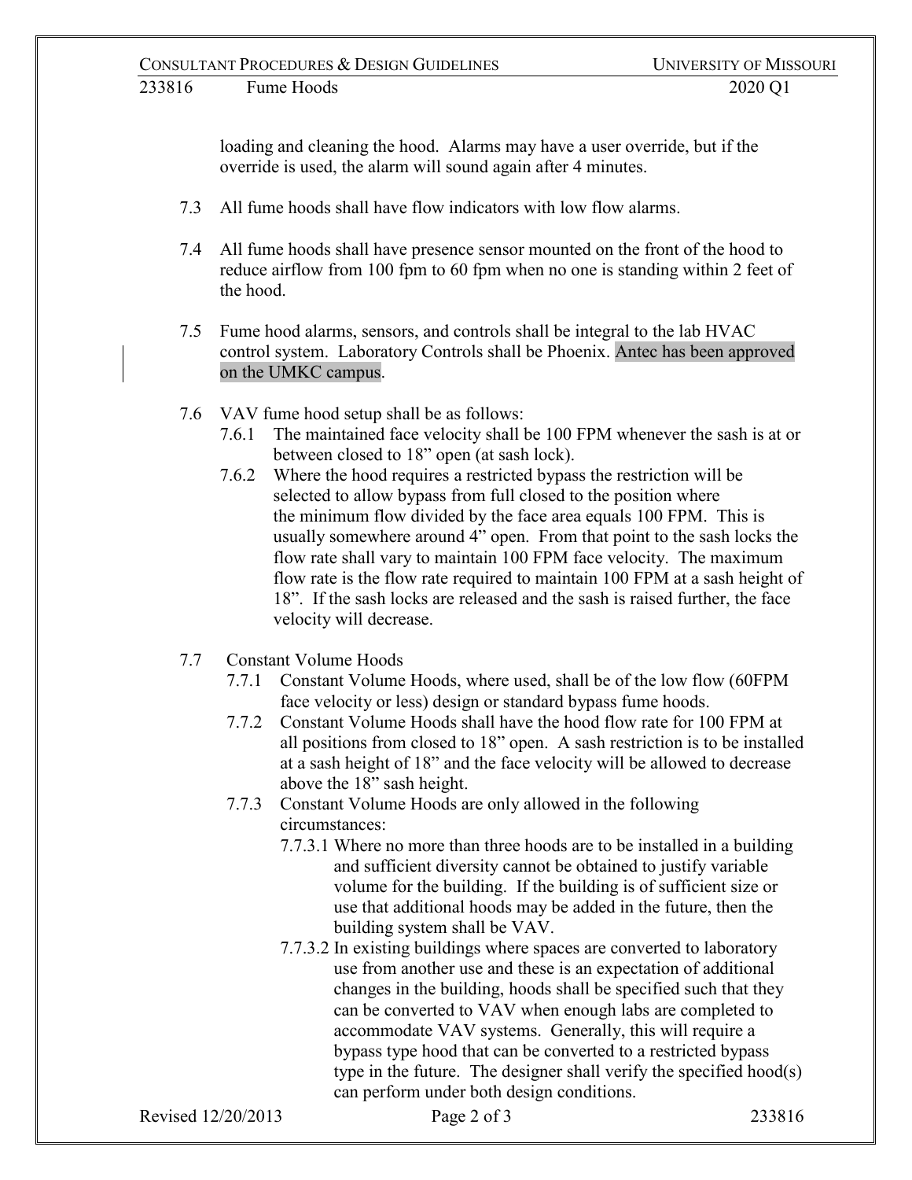loading and cleaning the hood. Alarms may have a user override, but if the override is used, the alarm will sound again after 4 minutes.

7.3 All fume hoods shall have flow indicators with low flow alarms.

7.4 All fume hoods shall have presence sensor mounted on the front of the hood to reduce airflow from 100 fpm to 60 fpm when no one is standing within 2 feet of the hood.

7.5 Fume hood alarms, sensors, and controls shall be integral to the lab HVAC control system. Laboratory Controls shall be Phoenix. Antec has been approved on the UMKC campus.

7.6 VAV fume hood setup shall be as follows:

7.6.1 The maintained face velocity shall be 100 FPM whenever the sash is at or between closed to 18" open (at sash lock).

7.6.2 Where the hood requires a restricted bypass the restriction will be selected to allow bypass from full closed to the position where the minimum flow divided by the face area equals 100 FPM. This is usually somewhere around 4" open. From that point to the sash locks the flow rate shall vary to maintain 100 FPM face velocity. The maximum flow rate is the flow rate required to maintain 100 FPM at a sash height of 18". If the sash locks are released and the sash is raised further, the face velocity will decrease.

7.7 Constant Volume Hoods

7.7.1 Constant Volume Hoods, where used, shall be of the low flow (60FPM face velocity or less) design or standard bypass fume hoods.

7.7.2 Constant Volume Hoods shall have the hood flow rate for 100 FPM at all positions from closed to 18" open. A sash restriction is to be installed at a sash height of 18" and the face velocity will be allowed to decrease above the 18" sash height.

7.7.3 Constant Volume Hoods are only allowed in the following circumstances:

7.7.3.1 Where no more than three hoods are to be installed in a building and sufficient diversity cannot be obtained to justify variable volume for the building. If the building is of sufficient size or use that additional hoods may be added in the future, then the building system shall be VAV.

7.7.3.2 In existing buildings where spaces are converted to laboratory use from another use and these is an expectation of additional changes in the building, hoods shall be specified such that they can be converted to VAV when enough labs are completed to accommodate VAV systems. Generally, this will require a bypass type hood that can be converted to a restricted bypass type in the future. The designer shall verify the specified hood(s) can perform under both design conditions.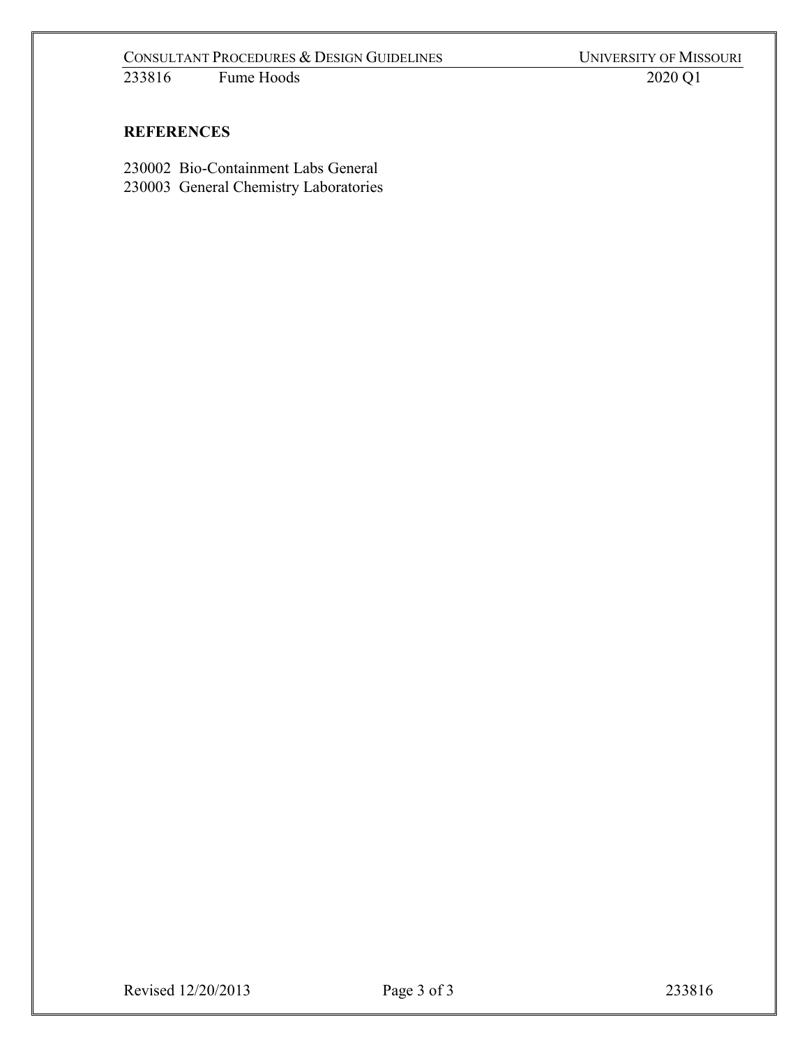**REFERENCES**

230002 Bio-Containment Labs General
230003 General Chemistry Laboratories